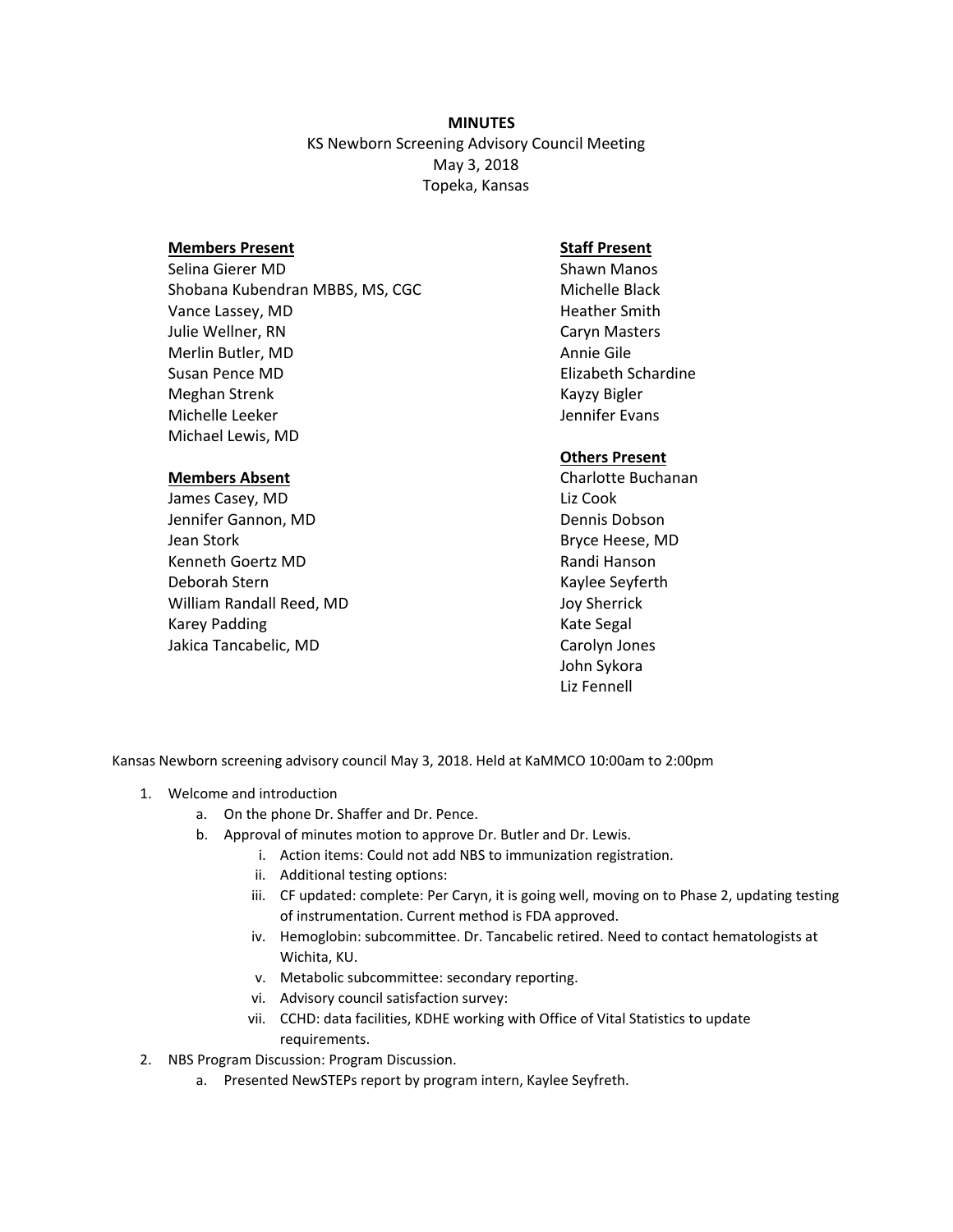**MINUTES**

KS Newborn Screening Advisory Council Meeting
May 3, 2018
Topeka, Kansas

**Members Present**

Selina Gierer MD
Shobana Kubendran MBBS, MS, CGC
Vance Lassey, MD
Julie Wellner, RN
Merlin Butler, MD
Susan Pence MD
Meghan Strenk
Michelle Leeker
Michael Lewis, MD

**Members Absent**

James Casey, MD
Jennifer Gannon, MD
Jean Stork
Kenneth Goertz MD
Deborah Stern
William Randall Reed, MD
Karey Padding
Jakica Tancabelic, MD

**Staff Present**

Shawn Manos
Michelle Black
Heather Smith
Caryn Masters
Annie Gile
Elizabeth Schardine
Kayzy Bigler
Jennifer Evans

**Others Present**

Charlotte Buchanan
Liz Cook
Dennis Dobson
Bryce Heese, MD
Randi Hanson
Kaylee Seyferth
Joy Sherrick
Kate Segal
Carolyn Jones
John Sykora
Liz Fennell

Kansas Newborn screening advisory council May 3, 2018. Held at KaMMCO 10:00am to 2:00pm

1. Welcome and introduction
   a. On the phone Dr. Shaffer and Dr. Pence.
   b. Approval of minutes motion to approve Dr. Butler and Dr. Lewis.
      i. Action items: Could not add NBS to immunization registration.
      ii. Additional testing options:
      iii. CF updated: complete: Per Caryn, it is going well, moving on to Phase 2, updating testing of instrumentation. Current method is FDA approved.
      iv. Hemoglobin: subcommittee. Dr. Tancabelic retired. Need to contact hematologists at Wichita, KU.
      v. Metabolic subcommittee: secondary reporting.
      vi. Advisory council satisfaction survey:
      vii. CCHD: data facilities, KDHE working with Office of Vital Statistics to update requirements.
2. NBS Program Discussion: Program Discussion.
   a. Presented NewSTEPs report by program intern, Kaylee Seyfreth.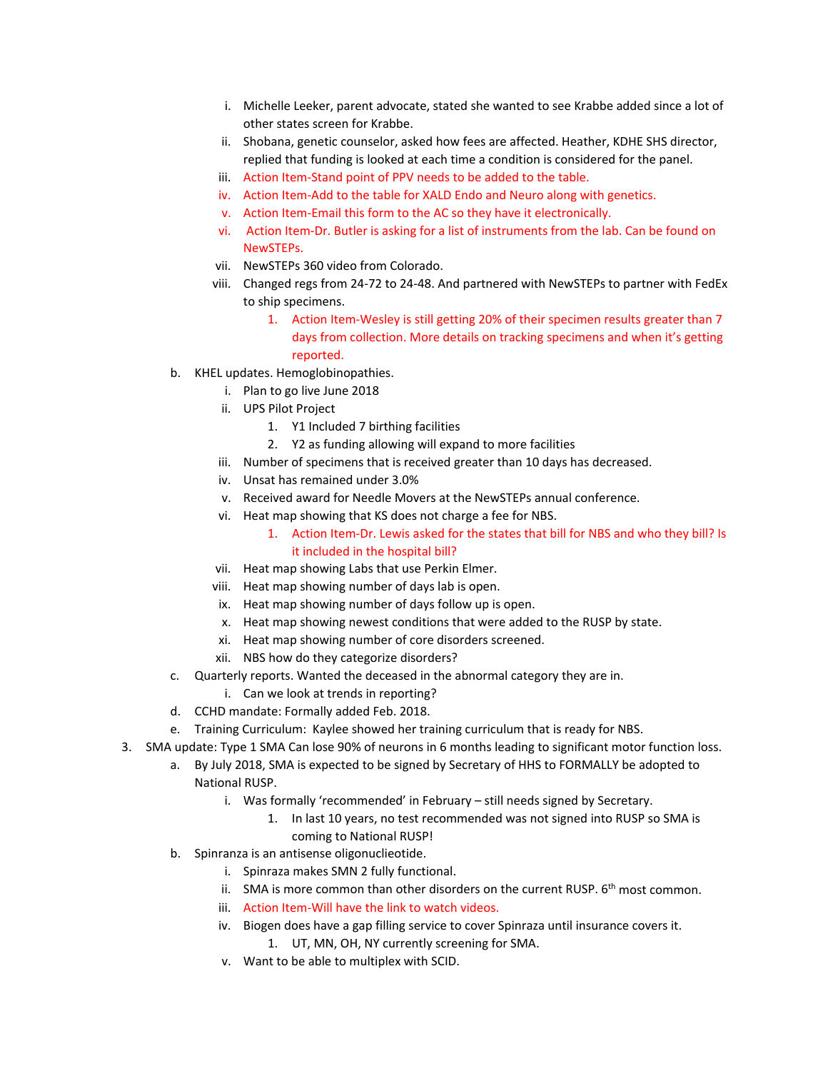i. Michelle Leeker, parent advocate, stated she wanted to see Krabbe added since a lot of other states screen for Krabbe.
ii. Shobana, genetic counselor, asked how fees are affected. Heather, KDHE SHS director, replied that funding is looked at each time a condition is considered for the panel.
iii. Action Item-Stand point of PPV needs to be added to the table.
iv. Action Item-Add to the table for XALD Endo and Neuro along with genetics.
v. Action Item-Email this form to the AC so they have it electronically.
vi. Action Item-Dr. Butler is asking for a list of instruments from the lab. Can be found on NewSTEPs.
vii. NewSTEPs 360 video from Colorado.
viii. Changed regs from 24-72 to 24-48. And partnered with NewSTEPs to partner with FedEx to ship specimens.
    1. Action Item-Wesley is still getting 20% of their specimen results greater than 7 days from collection. More details on tracking specimens and when it's getting reported.

b. KHEL updates. Hemoglobinopathies.
    i. Plan to go live June 2018
    ii. UPS Pilot Project
        1. Y1 Included 7 birthing facilities
        2. Y2 as funding allowing will expand to more facilities
    iii. Number of specimens that is received greater than 10 days has decreased.
    iv. Unsat has remained under 3.0%
    v. Received award for Needle Movers at the NewSTEPs annual conference.
    vi. Heat map showing that KS does not charge a fee for NBS.
        1. Action Item-Dr. Lewis asked for the states that bill for NBS and who they bill? Is it included in the hospital bill?
    vii. Heat map showing Labs that use Perkin Elmer.
    viii. Heat map showing number of days lab is open.
    ix. Heat map showing number of days follow up is open.
    x. Heat map showing newest conditions that were added to the RUSP by state.
    xi. Heat map showing number of core disorders screened.
    xii. NBS how do they categorize disorders?

c. Quarterly reports. Wanted the deceased in the abnormal category they are in.
    i. Can we look at trends in reporting?

d. CCHD mandate: Formally added Feb. 2018.

e. Training Curriculum: Kaylee showed her training curriculum that is ready for NBS.

3. SMA update: Type 1 SMA Can lose 90% of neurons in 6 months leading to significant motor function loss.
    a. By July 2018, SMA is expected to be signed by Secretary of HHS to FORMALLY be adopted to National RUSP.
        i. Was formally 'recommended' in February – still needs signed by Secretary.
            1. In last 10 years, no test recommended was not signed into RUSP so SMA is coming to National RUSP!
    b. Spinranza is an antisense oligonuclieotide.
        i. Spinraza makes SMN 2 fully functional.
        ii. SMA is more common than other disorders on the current RUSP. 6th most common.
        iii. Action Item-Will have the link to watch videos.
        iv. Biogen does have a gap filling service to cover Spinraza until insurance covers it.
            1. UT, MN, OH, NY currently screening for SMA.
        v. Want to be able to multiplex with SCID.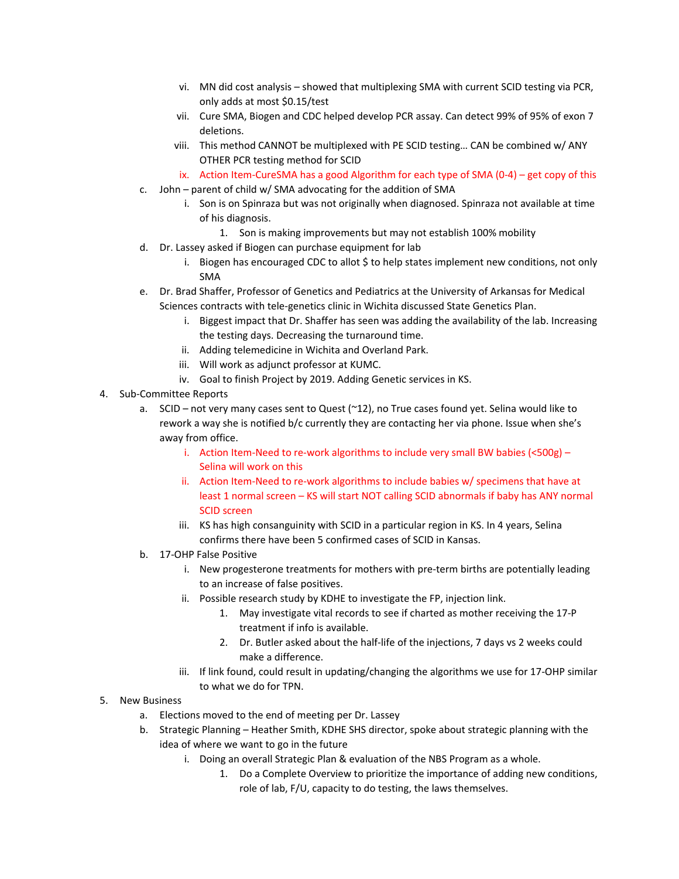vi. MN did cost analysis – showed that multiplexing SMA with current SCID testing via PCR, only adds at most $0.15/test

vii. Cure SMA, Biogen and CDC helped develop PCR assay. Can detect 99% of 95% of exon 7 deletions.

viii. This method CANNOT be multiplexed with PE SCID testing… CAN be combined w/ ANY OTHER PCR testing method for SCID

ix. Action Item-CureSMA has a good Algorithm for each type of SMA (0-4) – get copy of this

c. John – parent of child w/ SMA advocating for the addition of SMA

  i. Son is on Spinraza but was not originally when diagnosed. Spinraza not available at time of his diagnosis.

    1. Son is making improvements but may not establish 100% mobility

d. Dr. Lassey asked if Biogen can purchase equipment for lab

  i. Biogen has encouraged CDC to allot $ to help states implement new conditions, not only SMA

e. Dr. Brad Shaffer, Professor of Genetics and Pediatrics at the University of Arkansas for Medical Sciences contracts with tele-genetics clinic in Wichita discussed State Genetics Plan.

  i. Biggest impact that Dr. Shaffer has seen was adding the availability of the lab. Increasing the testing days. Decreasing the turnaround time.

  ii. Adding telemedicine in Wichita and Overland Park.

  iii. Will work as adjunct professor at KUMC.

  iv. Goal to finish Project by 2019. Adding Genetic services in KS.

4. Sub-Committee Reports

  a. SCID – not very many cases sent to Quest (~12), no True cases found yet. Selina would like to rework a way she is notified b/c currently they are contacting her via phone. Issue when she's away from office.

    i. Action Item-Need to re-work algorithms to include very small BW babies (<500g) – Selina will work on this

    ii. Action Item-Need to re-work algorithms to include babies w/ specimens that have at least 1 normal screen – KS will start NOT calling SCID abnormals if baby has ANY normal SCID screen

    iii. KS has high consanguinity with SCID in a particular region in KS. In 4 years, Selina confirms there have been 5 confirmed cases of SCID in Kansas.

  b. 17-OHP False Positive

    i. New progesterone treatments for mothers with pre-term births are potentially leading to an increase of false positives.

    ii. Possible research study by KDHE to investigate the FP, injection link.

      1. May investigate vital records to see if charted as mother receiving the 17-P treatment if info is available.

      2. Dr. Butler asked about the half-life of the injections, 7 days vs 2 weeks could make a difference.

    iii. If link found, could result in updating/changing the algorithms we use for 17-OHP similar to what we do for TPN.

5. New Business

  a. Elections moved to the end of meeting per Dr. Lassey

  b. Strategic Planning – Heather Smith, KDHE SHS director, spoke about strategic planning with the idea of where we want to go in the future

    i. Doing an overall Strategic Plan & evaluation of the NBS Program as a whole.

      1. Do a Complete Overview to prioritize the importance of adding new conditions, role of lab, F/U, capacity to do testing, the laws themselves.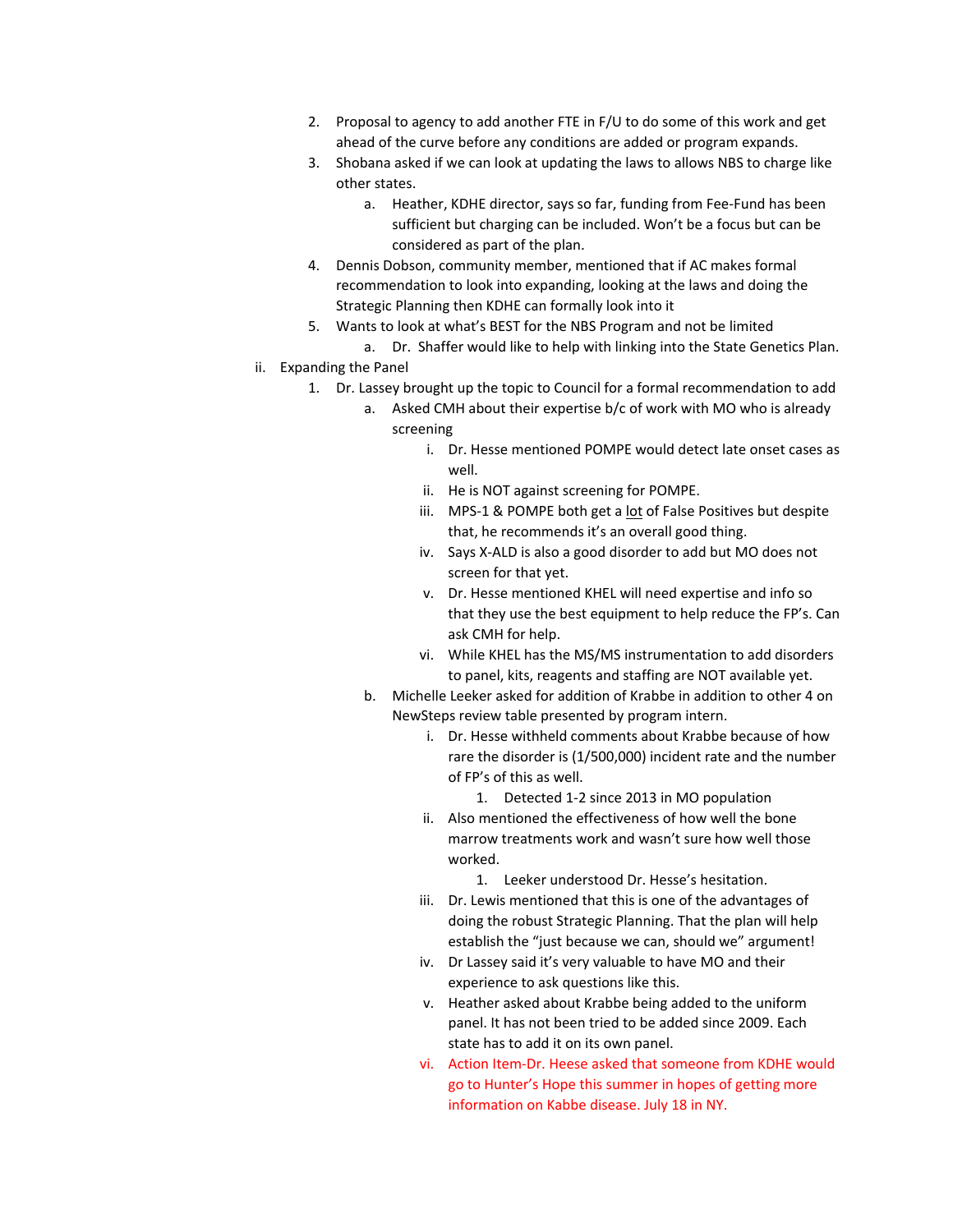2. Proposal to agency to add another FTE in F/U to do some of this work and get ahead of the curve before any conditions are added or program expands.
3. Shobana asked if we can look at updating the laws to allows NBS to charge like other states.
    a. Heather, KDHE director, says so far, funding from Fee-Fund has been sufficient but charging can be included. Won't be a focus but can be considered as part of the plan.
4. Dennis Dobson, community member, mentioned that if AC makes formal recommendation to look into expanding, looking at the laws and doing the Strategic Planning then KDHE can formally look into it
5. Wants to look at what's BEST for the NBS Program and not be limited
    a. Dr. Shaffer would like to help with linking into the State Genetics Plan.

ii. Expanding the Panel

1. Dr. Lassey brought up the topic to Council for a formal recommendation to add
    a. Asked CMH about their expertise b/c of work with MO who is already screening
        i. Dr. Hesse mentioned POMPE would detect late onset cases as well.
        ii. He is NOT against screening for POMPE.
        iii. MPS-1 & POMPE both get a <u>lot</u> of False Positives but despite that, he recommends it's an overall good thing.
        iv. Says X-ALD is also a good disorder to add but MO does not screen for that yet.
        v. Dr. Hesse mentioned KHEL will need expertise and info so that they use the best equipment to help reduce the FP's. Can ask CMH for help.
        vi. While KHEL has the MS/MS instrumentation to add disorders to panel, kits, reagents and staffing are NOT available yet.
    b. Michelle Leeker asked for addition of Krabbe in addition to other 4 on NewSteps review table presented by program intern.
        i. Dr. Hesse withheld comments about Krabbe because of how rare the disorder is (1/500,000) incident rate and the number of FP's of this as well.
            1. Detected 1-2 since 2013 in MO population
        ii. Also mentioned the effectiveness of how well the bone marrow treatments work and wasn't sure how well those worked.
            1. Leeker understood Dr. Hesse's hesitation.
        iii. Dr. Lewis mentioned that this is one of the advantages of doing the robust Strategic Planning. That the plan will help establish the "just because we can, should we" argument!
        iv. Dr Lassey said it's very valuable to have MO and their experience to ask questions like this.
        v. Heather asked about Krabbe being added to the uniform panel. It has not been tried to be added since 2009. Each state has to add it on its own panel.
        vi. Action Item-Dr. Heese asked that someone from KDHE would go to Hunter's Hope this summer in hopes of getting more information on Kabbe disease. July 18 in NY.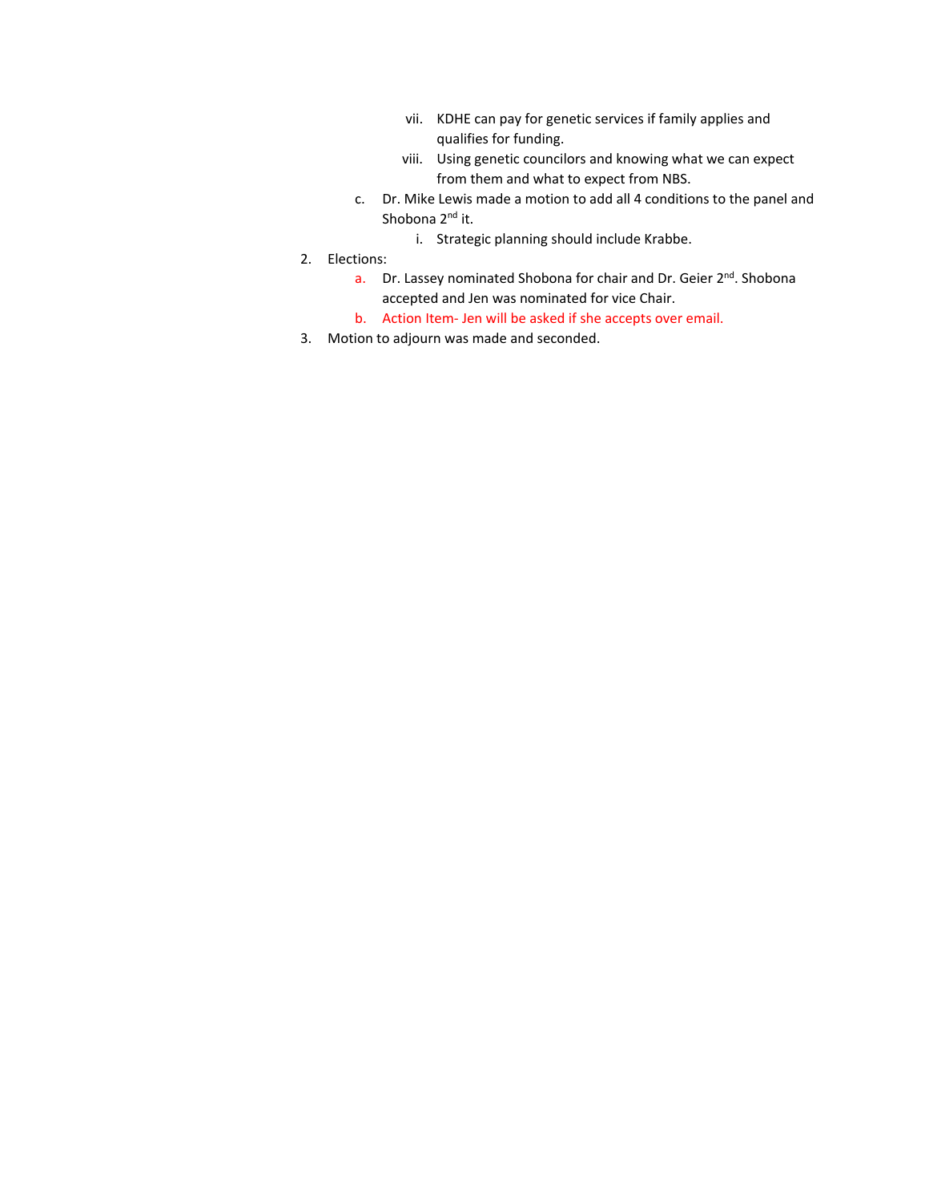vii. KDHE can pay for genetic services if family applies and qualifies for funding.
    viii. Using genetic councilors and knowing what we can expect from them and what to expect from NBS.
  c. Dr. Mike Lewis made a motion to add all 4 conditions to the panel and Shobona 2nd it.
    i. Strategic planning should include Krabbe.

2. Elections:
  a. Dr. Lassey nominated Shobona for chair and Dr. Geier 2nd. Shobona accepted and Jen was nominated for vice Chair.
  b. Action Item- Jen will be asked if she accepts over email.

3. Motion to adjourn was made and seconded.